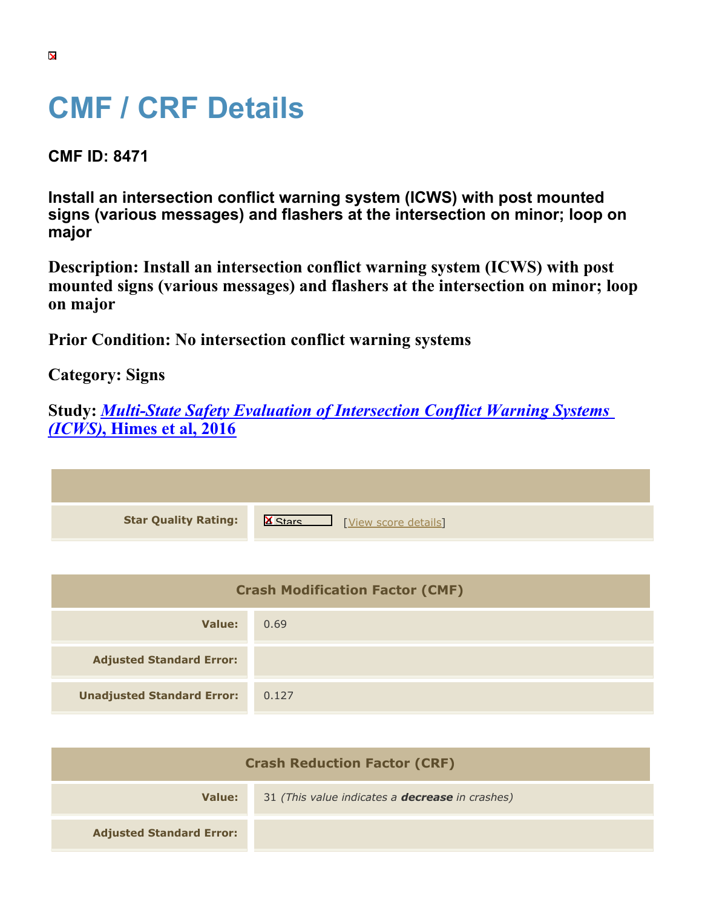# CMF / CRF Details

## CMF ID: 8471

### Install an intersection conflict warning system (ICWS) with post mounted signs (various messages) and flashers at the intersection on minor; loop on major

**Description: Install an intersection conflict warning system (ICWS) with post mounted signs (various messages) and flashers at the intersection on minor; loop on major**

**Prior Condition: No intersection conflict warning systems**

**Category: Signs**

**Study: *Multi-State Safety Evaluation of Intersection Conflict Warning Systems (ICWS)*, Himes et al, 2016**

| | |
|---|---|
| **Star Quality Rating:** | Stars [View score details] |

| Crash Modification Factor (CMF) | |
|---|---|
| **Value:** | 0.69 |
| **Adjusted Standard Error:** | |
| **Unadjusted Standard Error:** | 0.127 |

| Crash Reduction Factor (CRF) | |
|---|---|
| **Value:** | 31 *(This value indicates a* ***decrease*** *in crashes)* |
| **Adjusted Standard Error:** | |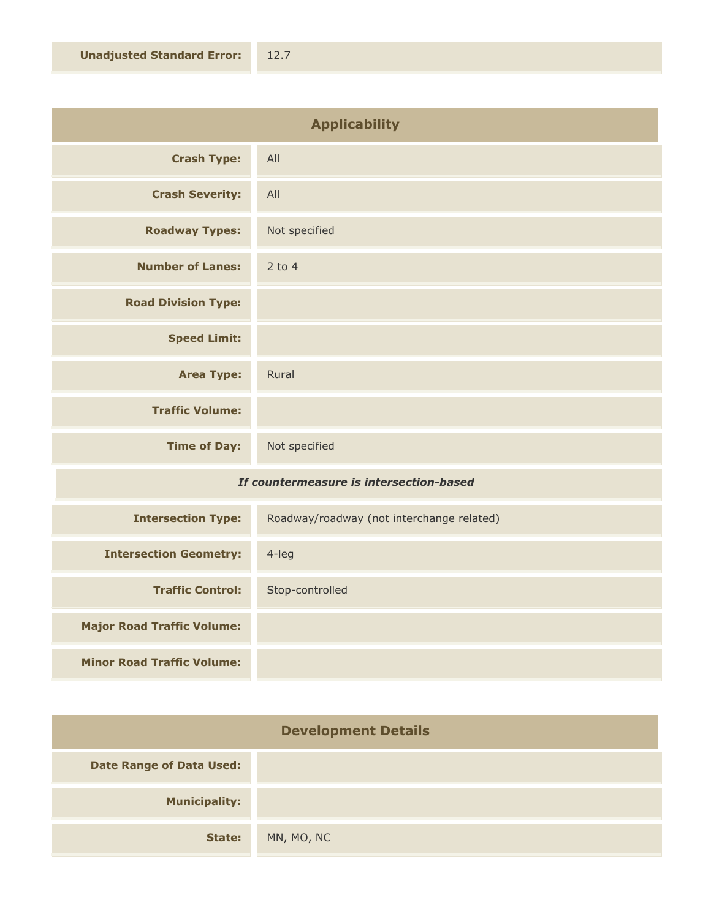| | |
|---|---|
| **Unadjusted Standard Error:** | 12.7 |

## Applicability

| | |
|---|---|
| **Crash Type:** | All |
| **Crash Severity:** | All |
| **Roadway Types:** | Not specified |
| **Number of Lanes:** | 2 to 4 |
| **Road Division Type:** | |
| **Speed Limit:** | |
| **Area Type:** | Rural |
| **Traffic Volume:** | |
| **Time of Day:** | Not specified |

*If countermeasure is intersection-based*

| | |
|---|---|
| **Intersection Type:** | Roadway/roadway (not interchange related) |
| **Intersection Geometry:** | 4-leg |
| **Traffic Control:** | Stop-controlled |
| **Major Road Traffic Volume:** | |
| **Minor Road Traffic Volume:** | |

## Development Details

| | |
|---|---|
| **Date Range of Data Used:** | |
| **Municipality:** | |
| **State:** | MN, MO, NC |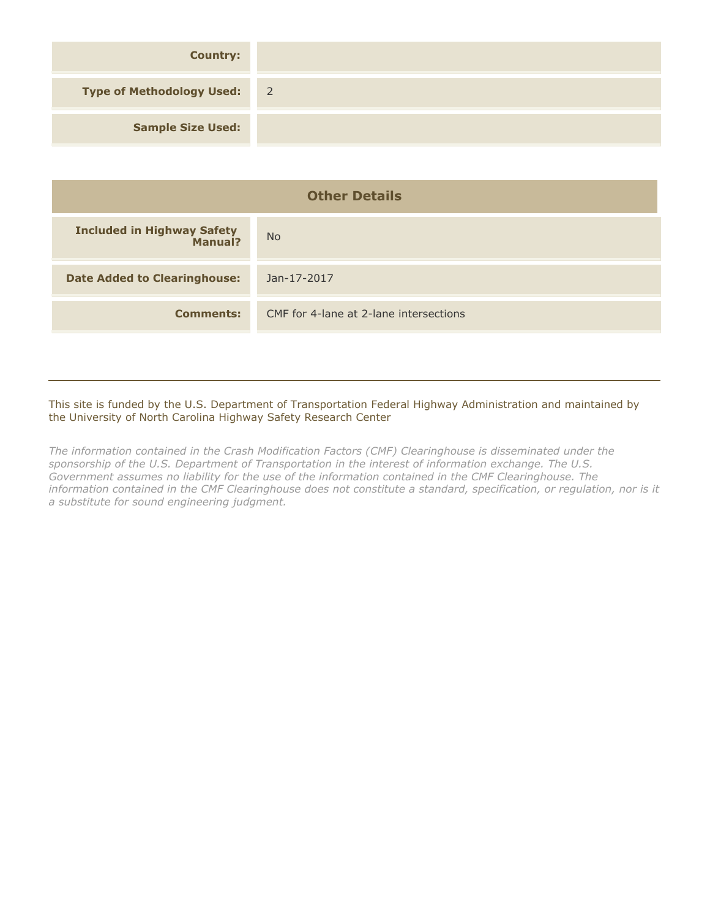| | |
|---|---|
| **Country:** | |
| **Type of Methodology Used:** | 2 |
| **Sample Size Used:** | |

## Other Details

| | |
|---|---|
| **Included in Highway Safety Manual?** | No |
| **Date Added to Clearinghouse:** | Jan-17-2017 |
| **Comments:** | CMF for 4-lane at 2-lane intersections |

---

This site is funded by the U.S. Department of Transportation Federal Highway Administration and maintained by the University of North Carolina Highway Safety Research Center

*The information contained in the Crash Modification Factors (CMF) Clearinghouse is disseminated under the sponsorship of the U.S. Department of Transportation in the interest of information exchange. The U.S. Government assumes no liability for the use of the information contained in the CMF Clearinghouse. The information contained in the CMF Clearinghouse does not constitute a standard, specification, or regulation, nor is it a substitute for sound engineering judgment.*